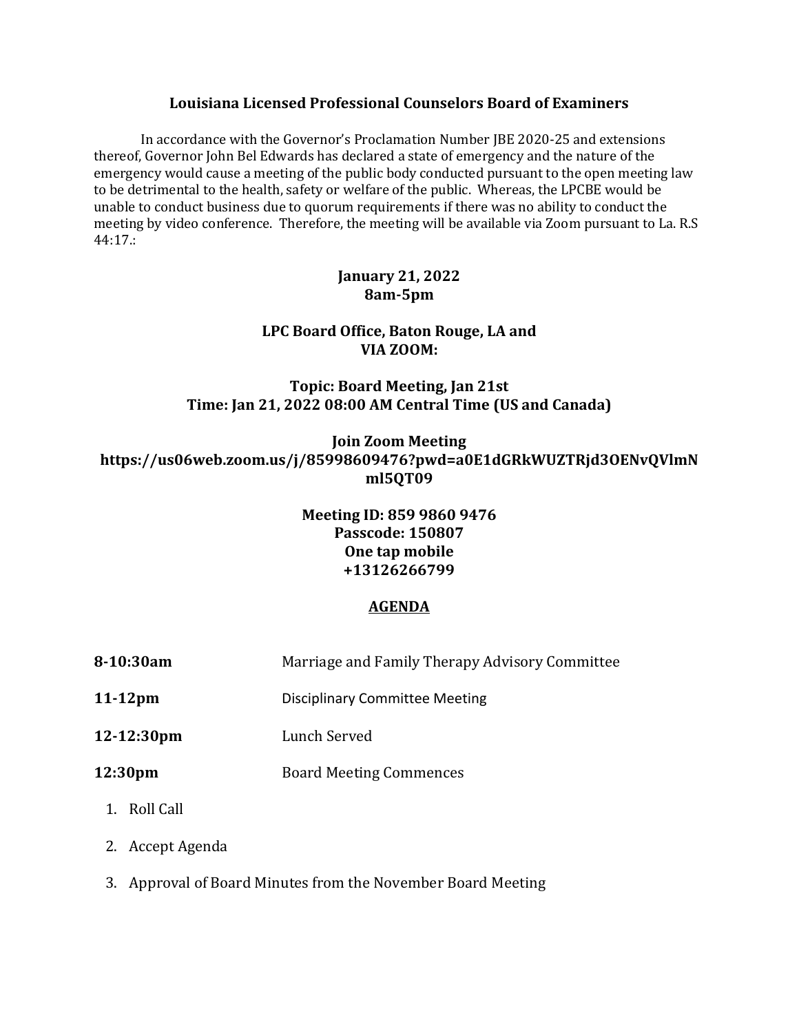# Louisiana Licensed Professional Counselors Board of Examiners

In accordance with the Governor's Proclamation Number JBE 2020-25 and extensions thereof, Governor John Bel Edwards has declared a state of emergency and the nature of the emergency would cause a meeting of the public body conducted pursuant to the open meeting law to be detrimental to the health, safety or welfare of the public. Whereas, the LPCBE would be unable to conduct business due to quorum requirements if there was no ability to conduct the meeting by video conference. Therefore, the meeting will be available via Zoom pursuant to La. R.S 44:17.:

**January 21, 2022**
**8am-5pm**

**LPC Board Office, Baton Rouge, LA and**
**VIA ZOOM:**

**Topic: Board Meeting, Jan 21st**
**Time: Jan 21, 2022 08:00 AM Central Time (US and Canada)**

**Join Zoom Meeting**
**https://us06web.zoom.us/j/85998609476?pwd=a0E1dGRkWUZTRjd3OENvQVlmNml5QT09**

**Meeting ID: 859 9860 9476**
**Passcode: 150807**
**One tap mobile**
**+13126266799**

## AGENDA

**8-10:30am** Marriage and Family Therapy Advisory Committee

**11-12pm** Disciplinary Committee Meeting

**12-12:30pm** Lunch Served

**12:30pm** Board Meeting Commences

1. Roll Call
2. Accept Agenda
3. Approval of Board Minutes from the November Board Meeting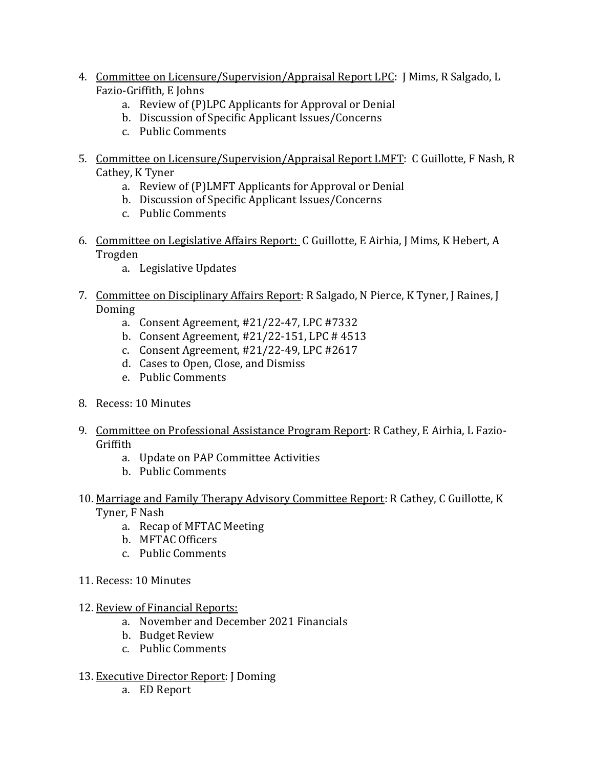4. <u>Committee on Licensure/Supervision/Appraisal Report LPC</u>: J Mims, R Salgado, L Fazio-Griffith, E Johns
    a. Review of (P)LPC Applicants for Approval or Denial
    b. Discussion of Specific Applicant Issues/Concerns
    c. Public Comments

5. <u>Committee on Licensure/Supervision/Appraisal Report LMFT</u>: C Guillotte, F Nash, R Cathey, K Tyner
    a. Review of (P)LMFT Applicants for Approval or Denial
    b. Discussion of Specific Applicant Issues/Concerns
    c. Public Comments

6. <u>Committee on Legislative Affairs Report:</u> C Guillotte, E Airhia, J Mims, K Hebert, A Trogden
    a. Legislative Updates

7. <u>Committee on Disciplinary Affairs Report</u>: R Salgado, N Pierce, K Tyner, J Raines, J Doming
    a. Consent Agreement, #21/22-47, LPC #7332
    b. Consent Agreement, #21/22-151, LPC # 4513
    c. Consent Agreement, #21/22-49, LPC #2617
    d. Cases to Open, Close, and Dismiss
    e. Public Comments

8. Recess: 10 Minutes

9. <u>Committee on Professional Assistance Program Report</u>: R Cathey, E Airhia, L Fazio-Griffith
    a. Update on PAP Committee Activities
    b. Public Comments

10. <u>Marriage and Family Therapy Advisory Committee Report</u>: R Cathey, C Guillotte, K Tyner, F Nash
    a. Recap of MFTAC Meeting
    b. MFTAC Officers
    c. Public Comments

11. Recess: 10 Minutes

12. <u>Review of Financial Reports:</u>
    a. November and December 2021 Financials
    b. Budget Review
    c. Public Comments

13. <u>Executive Director Report</u>: J Doming
    a. ED Report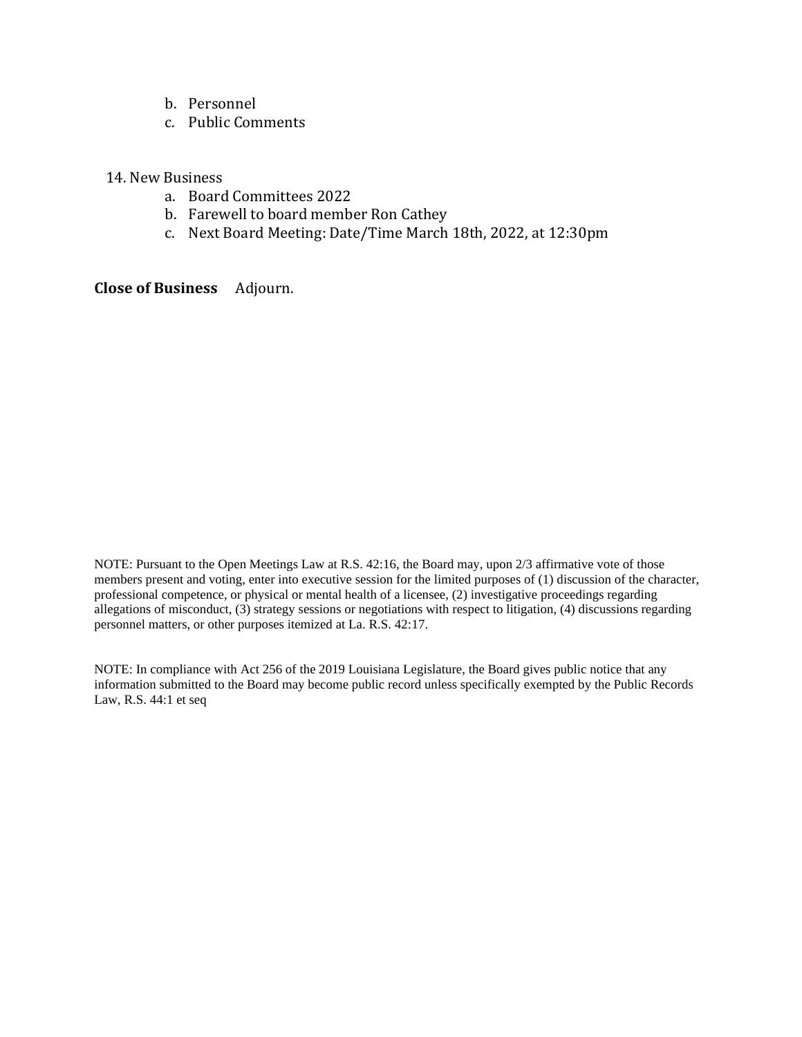b. Personnel
c. Public Comments

14. New Business
    a. Board Committees 2022
    b. Farewell to board member Ron Cathey
    c. Next Board Meeting: Date/Time March 18th, 2022, at 12:30pm

**Close of Business** Adjourn.

NOTE: Pursuant to the Open Meetings Law at R.S. 42:16, the Board may, upon 2/3 affirmative vote of those members present and voting, enter into executive session for the limited purposes of (1) discussion of the character, professional competence, or physical or mental health of a licensee, (2) investigative proceedings regarding allegations of misconduct, (3) strategy sessions or negotiations with respect to litigation, (4) discussions regarding personnel matters, or other purposes itemized at La. R.S. 42:17.

NOTE: In compliance with Act 256 of the 2019 Louisiana Legislature, the Board gives public notice that any information submitted to the Board may become public record unless specifically exempted by the Public Records Law, R.S. 44:1 et seq